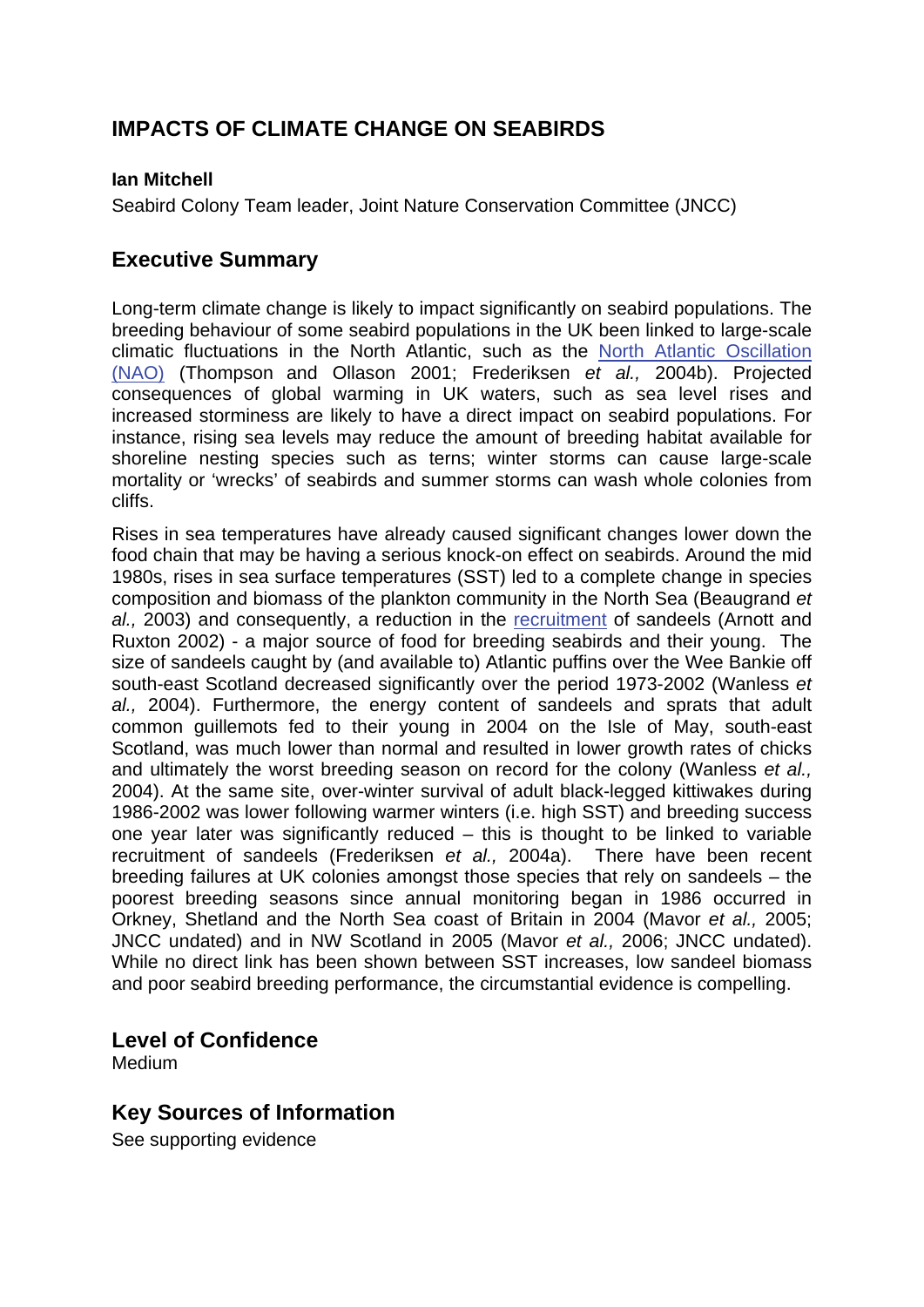# IMPACTS OF CLIMATE CHANGE ON SEABIRDS

**Ian Mitchell**

Seabird Colony Team leader, Joint Nature Conservation Committee (JNCC)

## Executive Summary

Long-term climate change is likely to impact significantly on seabird populations. The breeding behaviour of some seabird populations in the UK been linked to large-scale climatic fluctuations in the North Atlantic, such as the North Atlantic Oscillation (NAO) (Thompson and Ollason 2001; Frederiksen *et al.,* 2004b). Projected consequences of global warming in UK waters, such as sea level rises and increased storminess are likely to have a direct impact on seabird populations. For instance, rising sea levels may reduce the amount of breeding habitat available for shoreline nesting species such as terns; winter storms can cause large-scale mortality or 'wrecks' of seabirds and summer storms can wash whole colonies from cliffs.

Rises in sea temperatures have already caused significant changes lower down the food chain that may be having a serious knock-on effect on seabirds. Around the mid 1980s, rises in sea surface temperatures (SST) led to a complete change in species composition and biomass of the plankton community in the North Sea (Beaugrand *et al.,* 2003) and consequently, a reduction in the recruitment of sandeels (Arnott and Ruxton 2002) - a major source of food for breeding seabirds and their young. The size of sandeels caught by (and available to) Atlantic puffins over the Wee Bankie off south-east Scotland decreased significantly over the period 1973-2002 (Wanless *et al.,* 2004). Furthermore, the energy content of sandeels and sprats that adult common guillemots fed to their young in 2004 on the Isle of May, south-east Scotland, was much lower than normal and resulted in lower growth rates of chicks and ultimately the worst breeding season on record for the colony (Wanless *et al.,* 2004). At the same site, over-winter survival of adult black-legged kittiwakes during 1986-2002 was lower following warmer winters (i.e. high SST) and breeding success one year later was significantly reduced – this is thought to be linked to variable recruitment of sandeels (Frederiksen *et al.,* 2004a). There have been recent breeding failures at UK colonies amongst those species that rely on sandeels – the poorest breeding seasons since annual monitoring began in 1986 occurred in Orkney, Shetland and the North Sea coast of Britain in 2004 (Mavor *et al.,* 2005; JNCC undated) and in NW Scotland in 2005 (Mavor *et al.,* 2006; JNCC undated). While no direct link has been shown between SST increases, low sandeel biomass and poor seabird breeding performance, the circumstantial evidence is compelling.

## Level of Confidence

Medium

## Key Sources of Information

See supporting evidence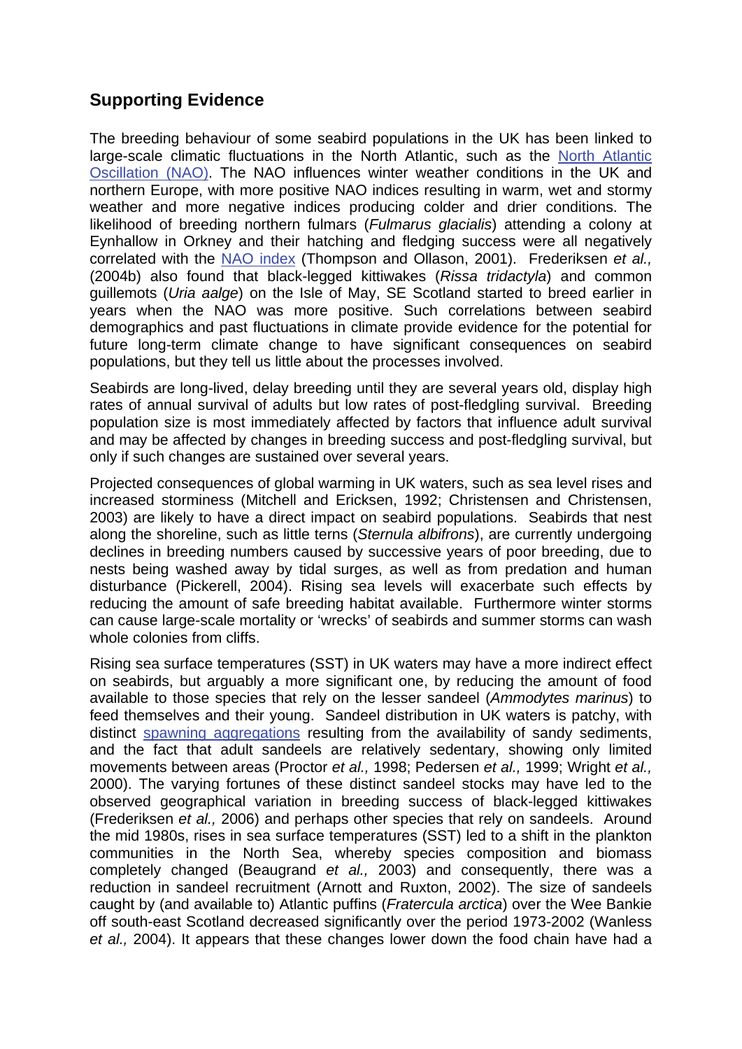## Supporting Evidence

The breeding behaviour of some seabird populations in the UK has been linked to large-scale climatic fluctuations in the North Atlantic, such as the North Atlantic Oscillation (NAO). The NAO influences winter weather conditions in the UK and northern Europe, with more positive NAO indices resulting in warm, wet and stormy weather and more negative indices producing colder and drier conditions. The likelihood of breeding northern fulmars (*Fulmarus glacialis*) attending a colony at Eynhallow in Orkney and their hatching and fledging success were all negatively correlated with the NAO index (Thompson and Ollason, 2001). Frederiksen *et al.,* (2004b) also found that black-legged kittiwakes (*Rissa tridactyla*) and common guillemots (*Uria aalge*) on the Isle of May, SE Scotland started to breed earlier in years when the NAO was more positive. Such correlations between seabird demographics and past fluctuations in climate provide evidence for the potential for future long-term climate change to have significant consequences on seabird populations, but they tell us little about the processes involved.

Seabirds are long-lived, delay breeding until they are several years old, display high rates of annual survival of adults but low rates of post-fledgling survival. Breeding population size is most immediately affected by factors that influence adult survival and may be affected by changes in breeding success and post-fledgling survival, but only if such changes are sustained over several years.

Projected consequences of global warming in UK waters, such as sea level rises and increased storminess (Mitchell and Ericksen, 1992; Christensen and Christensen, 2003) are likely to have a direct impact on seabird populations. Seabirds that nest along the shoreline, such as little terns (*Sternula albifrons*), are currently undergoing declines in breeding numbers caused by successive years of poor breeding, due to nests being washed away by tidal surges, as well as from predation and human disturbance (Pickerell, 2004). Rising sea levels will exacerbate such effects by reducing the amount of safe breeding habitat available. Furthermore winter storms can cause large-scale mortality or 'wrecks' of seabirds and summer storms can wash whole colonies from cliffs.

Rising sea surface temperatures (SST) in UK waters may have a more indirect effect on seabirds, but arguably a more significant one, by reducing the amount of food available to those species that rely on the lesser sandeel (*Ammodytes marinus*) to feed themselves and their young. Sandeel distribution in UK waters is patchy, with distinct spawning aggregations resulting from the availability of sandy sediments, and the fact that adult sandeels are relatively sedentary, showing only limited movements between areas (Proctor *et al.,* 1998; Pedersen *et al.,* 1999; Wright *et al.,* 2000). The varying fortunes of these distinct sandeel stocks may have led to the observed geographical variation in breeding success of black-legged kittiwakes (Frederiksen *et al.,* 2006) and perhaps other species that rely on sandeels. Around the mid 1980s, rises in sea surface temperatures (SST) led to a shift in the plankton communities in the North Sea, whereby species composition and biomass completely changed (Beaugrand *et al.,* 2003) and consequently, there was a reduction in sandeel recruitment (Arnott and Ruxton, 2002). The size of sandeels caught by (and available to) Atlantic puffins (*Fratercula arctica*) over the Wee Bankie off south-east Scotland decreased significantly over the period 1973-2002 (Wanless *et al.,* 2004). It appears that these changes lower down the food chain have had a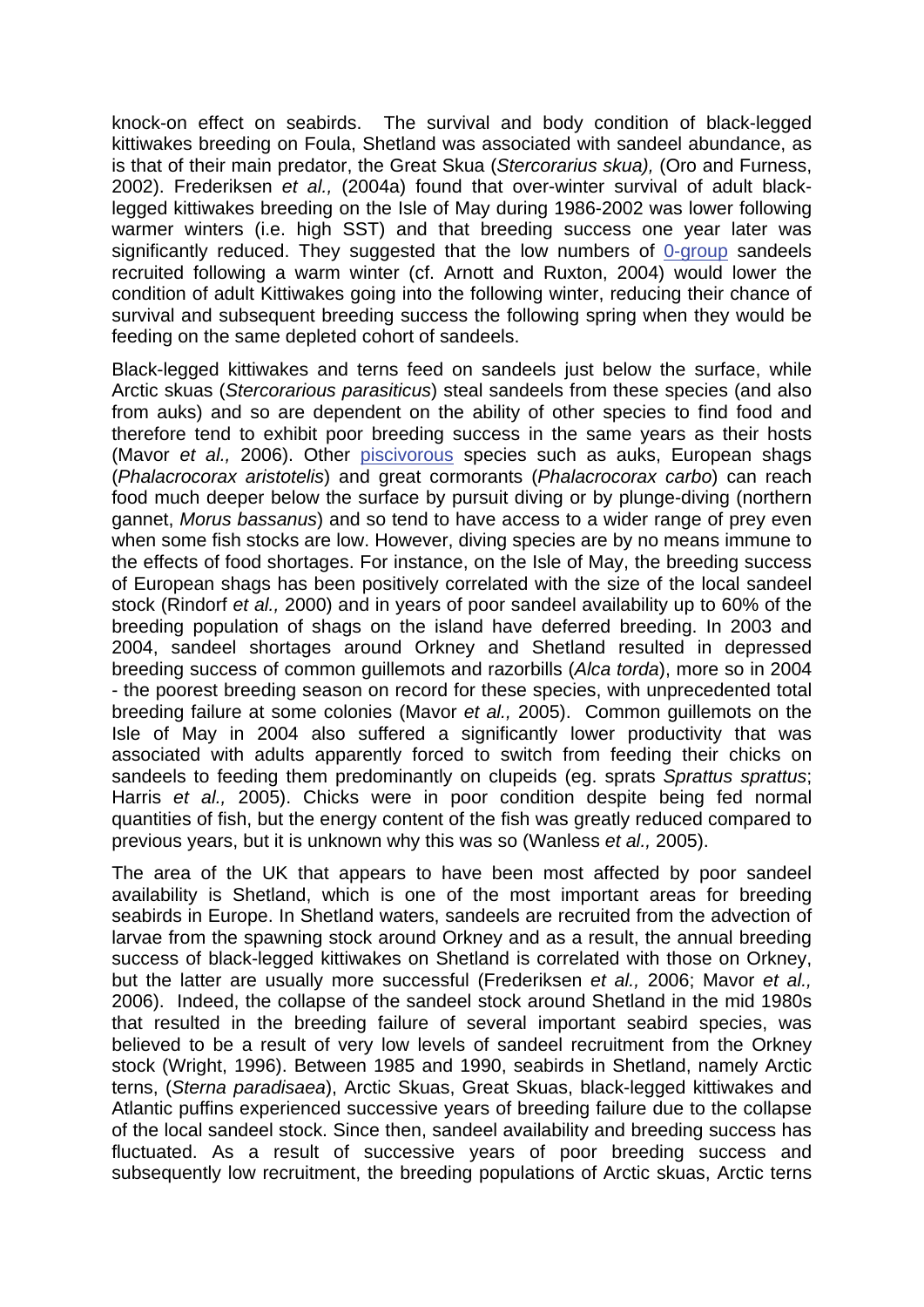knock-on effect on seabirds. The survival and body condition of black-legged kittiwakes breeding on Foula, Shetland was associated with sandeel abundance, as is that of their main predator, the Great Skua (*Stercorarius skua),* (Oro and Furness, 2002). Frederiksen *et al.,* (2004a) found that over-winter survival of adult black-legged kittiwakes breeding on the Isle of May during 1986-2002 was lower following warmer winters (i.e. high SST) and that breeding success one year later was significantly reduced. They suggested that the low numbers of [0-group]() sandeels recruited following a warm winter (cf. Arnott and Ruxton, 2004) would lower the condition of adult Kittiwakes going into the following winter, reducing their chance of survival and subsequent breeding success the following spring when they would be feeding on the same depleted cohort of sandeels.

Black-legged kittiwakes and terns feed on sandeels just below the surface, while Arctic skuas (*Stercorarious parasiticus*) steal sandeels from these species (and also from auks) and so are dependent on the ability of other species to find food and therefore tend to exhibit poor breeding success in the same years as their hosts (Mavor *et al.,* 2006). Other [piscivorous]() species such as auks, European shags (*Phalacrocorax aristotelis*) and great cormorants (*Phalacrocorax carbo*) can reach food much deeper below the surface by pursuit diving or by plunge-diving (northern gannet, *Morus bassanus*) and so tend to have access to a wider range of prey even when some fish stocks are low. However, diving species are by no means immune to the effects of food shortages. For instance, on the Isle of May, the breeding success of European shags has been positively correlated with the size of the local sandeel stock (Rindorf *et al.,* 2000) and in years of poor sandeel availability up to 60% of the breeding population of shags on the island have deferred breeding. In 2003 and 2004, sandeel shortages around Orkney and Shetland resulted in depressed breeding success of common guillemots and razorbills (*Alca torda*), more so in 2004 - the poorest breeding season on record for these species, with unprecedented total breeding failure at some colonies (Mavor *et al.,* 2005). Common guillemots on the Isle of May in 2004 also suffered a significantly lower productivity that was associated with adults apparently forced to switch from feeding their chicks on sandeels to feeding them predominantly on clupeids (eg. sprats *Sprattus sprattus*; Harris *et al.,* 2005). Chicks were in poor condition despite being fed normal quantities of fish, but the energy content of the fish was greatly reduced compared to previous years, but it is unknown why this was so (Wanless *et al.,* 2005).

The area of the UK that appears to have been most affected by poor sandeel availability is Shetland, which is one of the most important areas for breeding seabirds in Europe. In Shetland waters, sandeels are recruited from the advection of larvae from the spawning stock around Orkney and as a result, the annual breeding success of black-legged kittiwakes on Shetland is correlated with those on Orkney, but the latter are usually more successful (Frederiksen *et al.,* 2006; Mavor *et al.,* 2006). Indeed, the collapse of the sandeel stock around Shetland in the mid 1980s that resulted in the breeding failure of several important seabird species, was believed to be a result of very low levels of sandeel recruitment from the Orkney stock (Wright, 1996). Between 1985 and 1990, seabirds in Shetland, namely Arctic terns, (*Sterna paradisaea*), Arctic Skuas, Great Skuas, black-legged kittiwakes and Atlantic puffins experienced successive years of breeding failure due to the collapse of the local sandeel stock. Since then, sandeel availability and breeding success has fluctuated. As a result of successive years of poor breeding success and subsequently low recruitment, the breeding populations of Arctic skuas, Arctic terns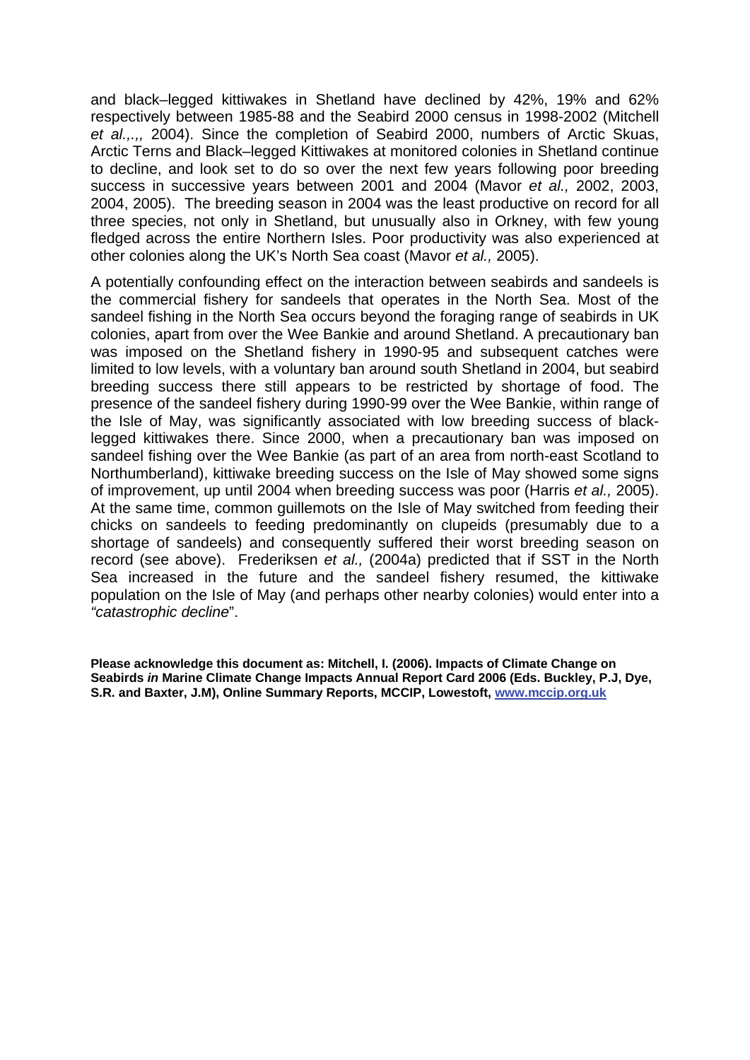and black–legged kittiwakes in Shetland have declined by 42%, 19% and 62% respectively between 1985-88 and the Seabird 2000 census in 1998-2002 (Mitchell *et al.,.,,* 2004). Since the completion of Seabird 2000, numbers of Arctic Skuas, Arctic Terns and Black–legged Kittiwakes at monitored colonies in Shetland continue to decline, and look set to do so over the next few years following poor breeding success in successive years between 2001 and 2004 (Mavor *et al.,* 2002, 2003, 2004, 2005). The breeding season in 2004 was the least productive on record for all three species, not only in Shetland, but unusually also in Orkney, with few young fledged across the entire Northern Isles. Poor productivity was also experienced at other colonies along the UK's North Sea coast (Mavor *et al.,* 2005).

A potentially confounding effect on the interaction between seabirds and sandeels is the commercial fishery for sandeels that operates in the North Sea. Most of the sandeel fishing in the North Sea occurs beyond the foraging range of seabirds in UK colonies, apart from over the Wee Bankie and around Shetland. A precautionary ban was imposed on the Shetland fishery in 1990-95 and subsequent catches were limited to low levels, with a voluntary ban around south Shetland in 2004, but seabird breeding success there still appears to be restricted by shortage of food. The presence of the sandeel fishery during 1990-99 over the Wee Bankie, within range of the Isle of May, was significantly associated with low breeding success of black-legged kittiwakes there. Since 2000, when a precautionary ban was imposed on sandeel fishing over the Wee Bankie (as part of an area from north-east Scotland to Northumberland), kittiwake breeding success on the Isle of May showed some signs of improvement, up until 2004 when breeding success was poor (Harris *et al.,* 2005). At the same time, common guillemots on the Isle of May switched from feeding their chicks on sandeels to feeding predominantly on clupeids (presumably due to a shortage of sandeels) and consequently suffered their worst breeding season on record (see above). Frederiksen *et al.,* (2004a) predicted that if SST in the North Sea increased in the future and the sandeel fishery resumed, the kittiwake population on the Isle of May (and perhaps other nearby colonies) would enter into a *"catastrophic decline*".

**Please acknowledge this document as: Mitchell, I. (2006). Impacts of Climate Change on Seabirds *in* Marine Climate Change Impacts Annual Report Card 2006 (Eds. Buckley, P.J, Dye, S.R. and Baxter, J.M), Online Summary Reports, MCCIP, Lowestoft, www.mccip.org.uk**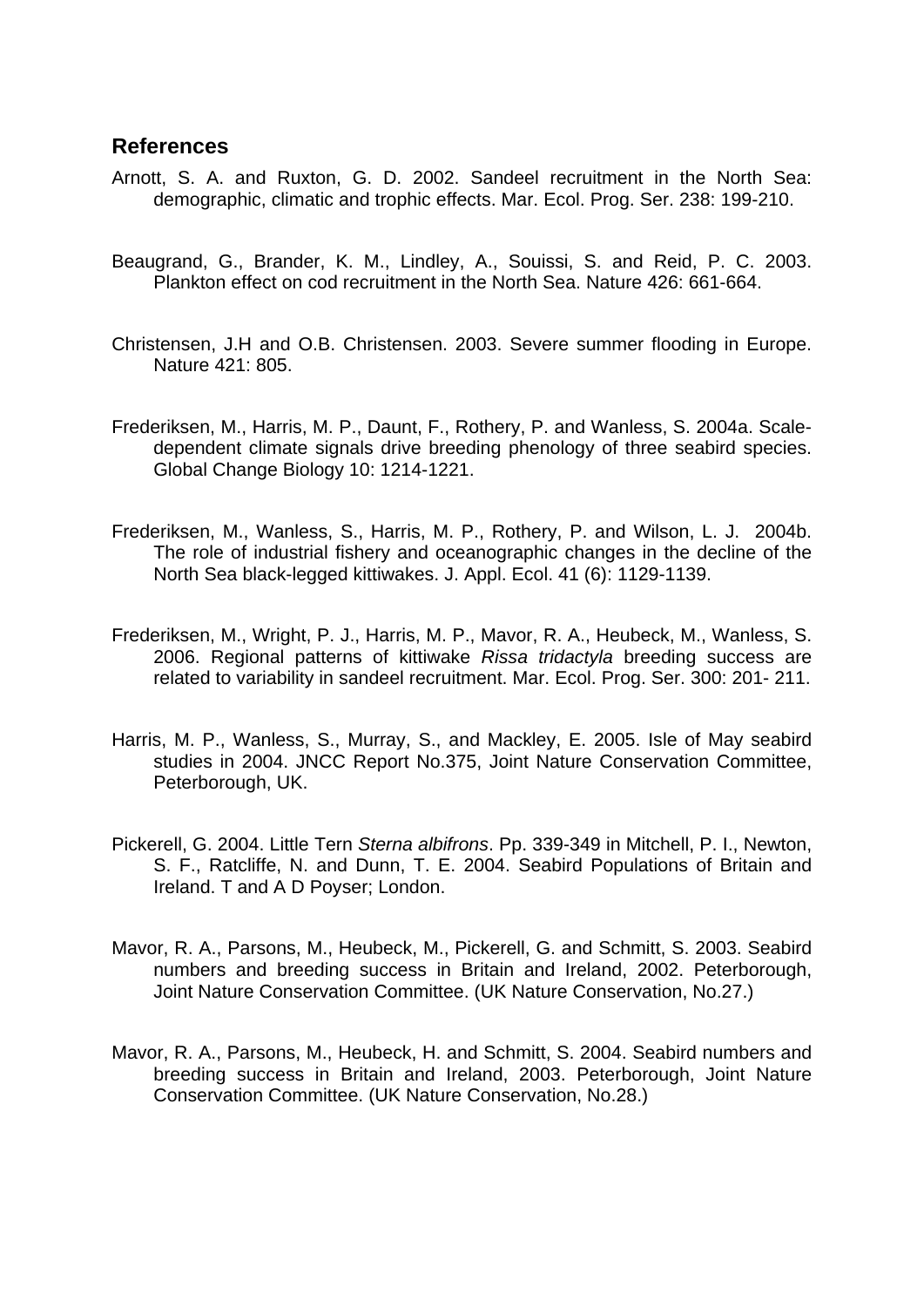## References

Arnott, S. A. and Ruxton, G. D. 2002. Sandeel recruitment in the North Sea: demographic, climatic and trophic effects. Mar. Ecol. Prog. Ser. 238: 199-210.

Beaugrand, G., Brander, K. M., Lindley, A., Souissi, S. and Reid, P. C. 2003. Plankton effect on cod recruitment in the North Sea. Nature 426: 661-664.

Christensen, J.H and O.B. Christensen. 2003. Severe summer flooding in Europe. Nature 421: 805.

Frederiksen, M., Harris, M. P., Daunt, F., Rothery, P. and Wanless, S. 2004a. Scale-dependent climate signals drive breeding phenology of three seabird species. Global Change Biology 10: 1214-1221.

Frederiksen, M., Wanless, S., Harris, M. P., Rothery, P. and Wilson, L. J. 2004b. The role of industrial fishery and oceanographic changes in the decline of the North Sea black-legged kittiwakes. J. Appl. Ecol. 41 (6): 1129-1139.

Frederiksen, M., Wright, P. J., Harris, M. P., Mavor, R. A., Heubeck, M., Wanless, S. 2006. Regional patterns of kittiwake *Rissa tridactyla* breeding success are related to variability in sandeel recruitment. Mar. Ecol. Prog. Ser. 300: 201- 211.

Harris, M. P., Wanless, S., Murray, S., and Mackley, E. 2005. Isle of May seabird studies in 2004. JNCC Report No.375, Joint Nature Conservation Committee, Peterborough, UK.

Pickerell, G. 2004. Little Tern *Sterna albifrons*. Pp. 339-349 in Mitchell, P. I., Newton, S. F., Ratcliffe, N. and Dunn, T. E. 2004. Seabird Populations of Britain and Ireland. T and A D Poyser; London.

Mavor, R. A., Parsons, M., Heubeck, M., Pickerell, G. and Schmitt, S. 2003. Seabird numbers and breeding success in Britain and Ireland, 2002. Peterborough, Joint Nature Conservation Committee. (UK Nature Conservation, No.27.)

Mavor, R. A., Parsons, M., Heubeck, H. and Schmitt, S. 2004. Seabird numbers and breeding success in Britain and Ireland, 2003. Peterborough, Joint Nature Conservation Committee. (UK Nature Conservation, No.28.)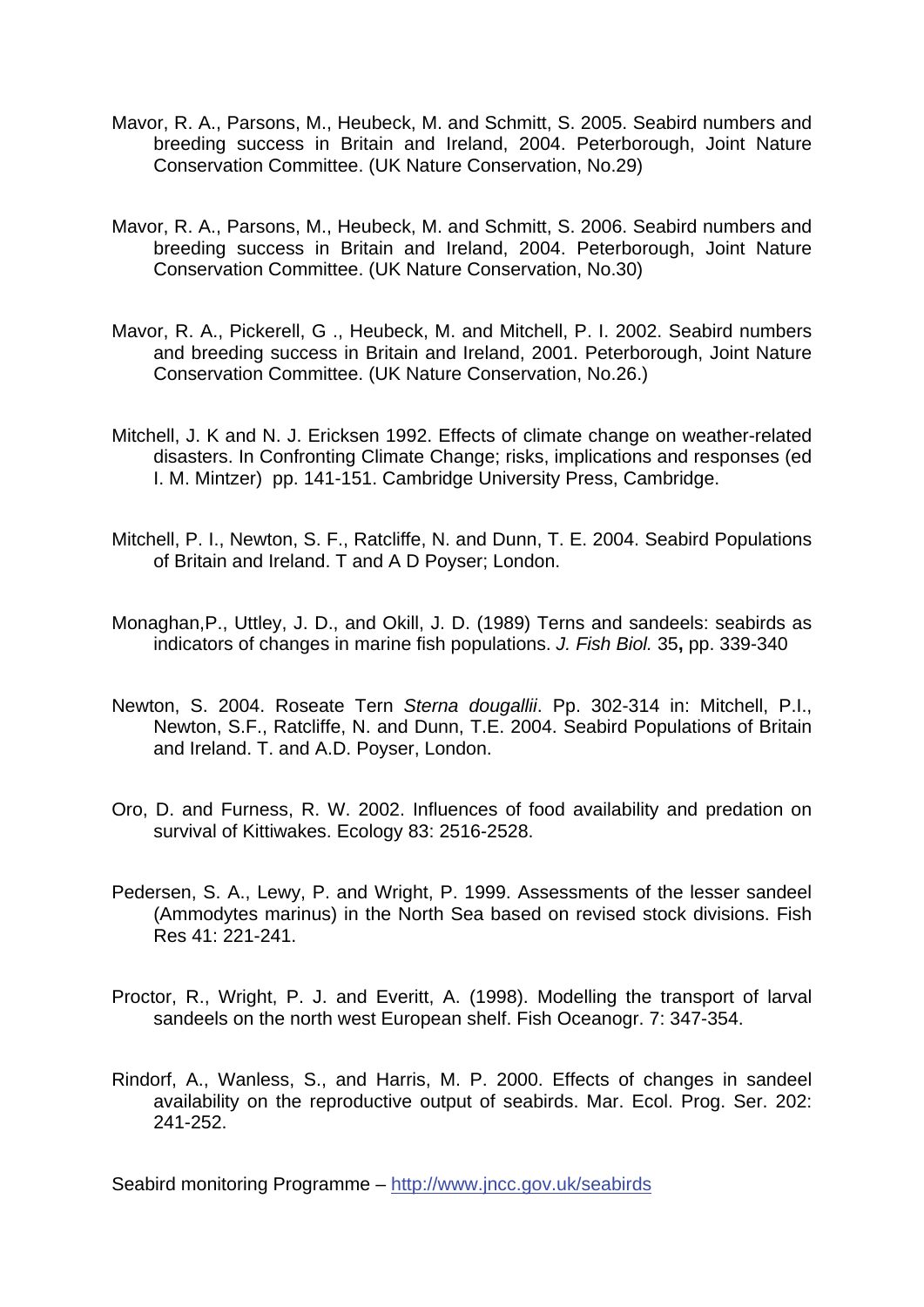Mavor, R. A., Parsons, M., Heubeck, M. and Schmitt, S. 2005. Seabird numbers and breeding success in Britain and Ireland, 2004. Peterborough, Joint Nature Conservation Committee. (UK Nature Conservation, No.29)

Mavor, R. A., Parsons, M., Heubeck, M. and Schmitt, S. 2006. Seabird numbers and breeding success in Britain and Ireland, 2004. Peterborough, Joint Nature Conservation Committee. (UK Nature Conservation, No.30)

Mavor, R. A., Pickerell, G ., Heubeck, M. and Mitchell, P. I. 2002. Seabird numbers and breeding success in Britain and Ireland, 2001. Peterborough, Joint Nature Conservation Committee. (UK Nature Conservation, No.26.)

Mitchell, J. K and N. J. Ericksen 1992. Effects of climate change on weather-related disasters. In Confronting Climate Change; risks, implications and responses (ed I. M. Mintzer) pp. 141-151. Cambridge University Press, Cambridge.

Mitchell, P. I., Newton, S. F., Ratcliffe, N. and Dunn, T. E. 2004. Seabird Populations of Britain and Ireland. T and A D Poyser; London.

Monaghan,P., Uttley, J. D., and Okill, J. D. (1989) Terns and sandeels: seabirds as indicators of changes in marine fish populations. *J. Fish Biol.* 35**,** pp. 339-340

Newton, S. 2004. Roseate Tern *Sterna dougallii*. Pp. 302-314 in: Mitchell, P.I., Newton, S.F., Ratcliffe, N. and Dunn, T.E. 2004. Seabird Populations of Britain and Ireland. T. and A.D. Poyser, London.

Oro, D. and Furness, R. W. 2002. Influences of food availability and predation on survival of Kittiwakes. Ecology 83: 2516-2528.

Pedersen, S. A., Lewy, P. and Wright, P. 1999. Assessments of the lesser sandeel (Ammodytes marinus) in the North Sea based on revised stock divisions. Fish Res 41: 221-241.

Proctor, R., Wright, P. J. and Everitt, A. (1998). Modelling the transport of larval sandeels on the north west European shelf. Fish Oceanogr. 7: 347-354.

Rindorf, A., Wanless, S., and Harris, M. P. 2000. Effects of changes in sandeel availability on the reproductive output of seabirds. Mar. Ecol. Prog. Ser. 202: 241-252.

Seabird monitoring Programme – [http://www.jncc.gov.uk/seabirds](http://www.jncc.gov.uk/seabirds)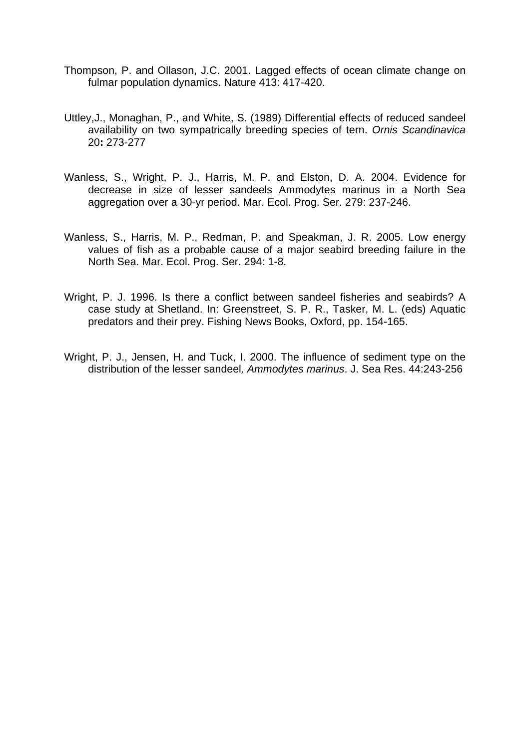Thompson, P. and Ollason, J.C. 2001. Lagged effects of ocean climate change on fulmar population dynamics. Nature 413: 417-420.

Uttley,J., Monaghan, P., and White, S. (1989) Differential effects of reduced sandeel availability on two sympatrically breeding species of tern. *Ornis Scandinavica* 20**:** 273-277

Wanless, S., Wright, P. J., Harris, M. P. and Elston, D. A. 2004. Evidence for decrease in size of lesser sandeels Ammodytes marinus in a North Sea aggregation over a 30-yr period. Mar. Ecol. Prog. Ser. 279: 237-246.

Wanless, S., Harris, M. P., Redman, P. and Speakman, J. R. 2005. Low energy values of fish as a probable cause of a major seabird breeding failure in the North Sea. Mar. Ecol. Prog. Ser. 294: 1-8.

Wright, P. J. 1996. Is there a conflict between sandeel fisheries and seabirds? A case study at Shetland. In: Greenstreet, S. P. R., Tasker, M. L. (eds) Aquatic predators and their prey. Fishing News Books, Oxford, pp. 154-165.

Wright, P. J., Jensen, H. and Tuck, I. 2000. The influence of sediment type on the distribution of the lesser sandeel*, Ammodytes marinus*. J. Sea Res. 44:243-256